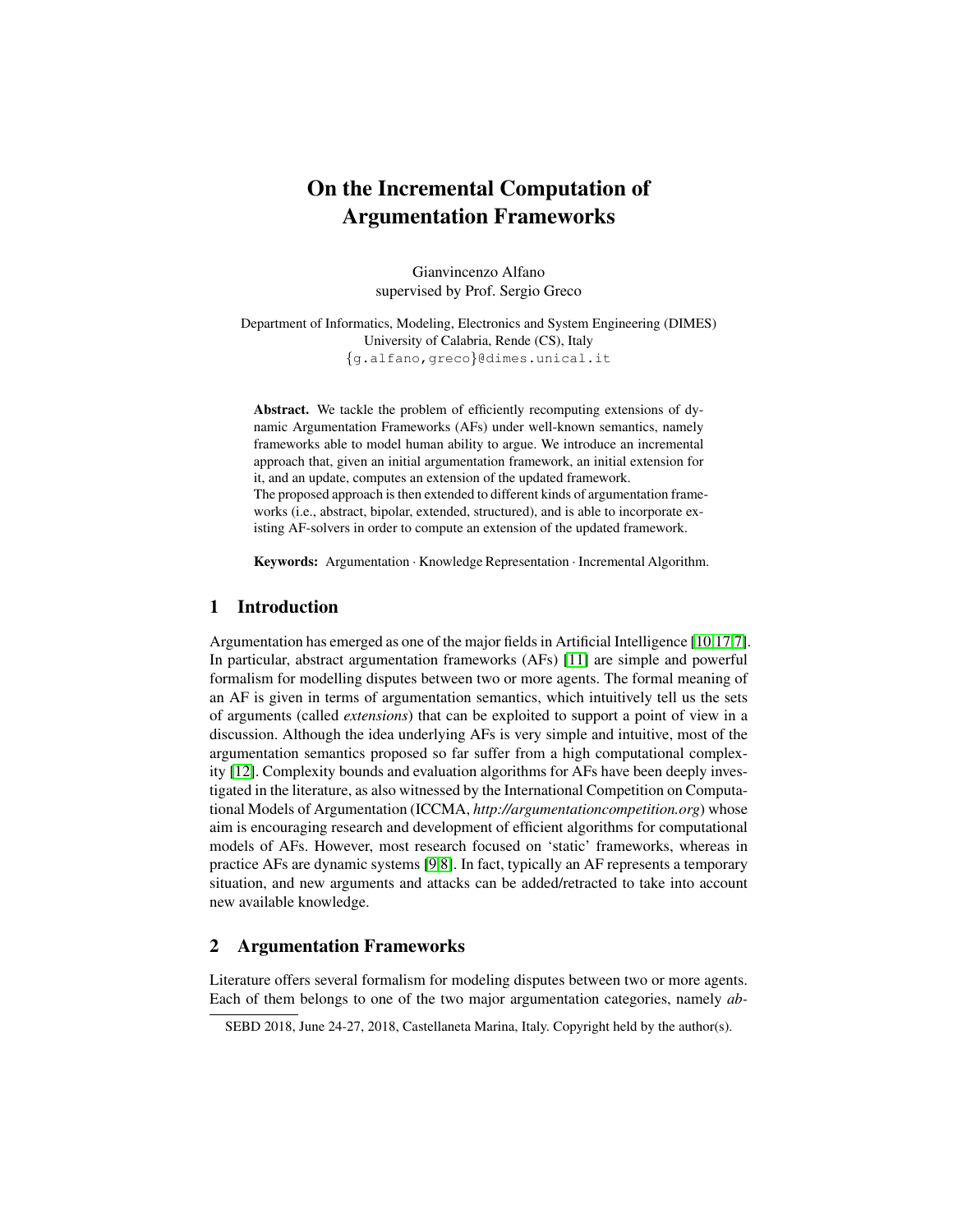# On the Incremental Computation of Argumentation Frameworks

Gianvincenzo Alfano
supervised by Prof. Sergio Greco

Department of Informatics, Modeling, Electronics and System Engineering (DIMES)
University of Calabria, Rende (CS), Italy
{g.alfano,greco}@dimes.unical.it

**Abstract.** We tackle the problem of efficiently recomputing extensions of dynamic Argumentation Frameworks (AFs) under well-known semantics, namely frameworks able to model human ability to argue. We introduce an incremental approach that, given an initial argumentation framework, an initial extension for it, and an update, computes an extension of the updated framework.
The proposed approach is then extended to different kinds of argumentation frameworks (i.e., abstract, bipolar, extended, structured), and is able to incorporate existing AF-solvers in order to compute an extension of the updated framework.

**Keywords:** Argumentation · Knowledge Representation · Incremental Algorithm.

## 1 Introduction

Argumentation has emerged as one of the major fields in Artificial Intelligence [10,17,7]. In particular, abstract argumentation frameworks (AFs) [11] are simple and powerful formalism for modelling disputes between two or more agents. The formal meaning of an AF is given in terms of argumentation semantics, which intuitively tell us the sets of arguments (called *extensions*) that can be exploited to support a point of view in a discussion. Although the idea underlying AFs is very simple and intuitive, most of the argumentation semantics proposed so far suffer from a high computational complexity [12]. Complexity bounds and evaluation algorithms for AFs have been deeply investigated in the literature, as also witnessed by the International Competition on Computational Models of Argumentation (ICCMA, *http://argumentationcompetition.org*) whose aim is encouraging research and development of efficient algorithms for computational models of AFs. However, most research focused on 'static' frameworks, whereas in practice AFs are dynamic systems [9,8]. In fact, typically an AF represents a temporary situation, and new arguments and attacks can be added/retracted to take into account new available knowledge.

## 2 Argumentation Frameworks

Literature offers several formalism for modeling disputes between two or more agents. Each of them belongs to one of the two major argumentation categories, namely *ab-*

SEBD 2018, June 24-27, 2018, Castellaneta Marina, Italy. Copyright held by the author(s).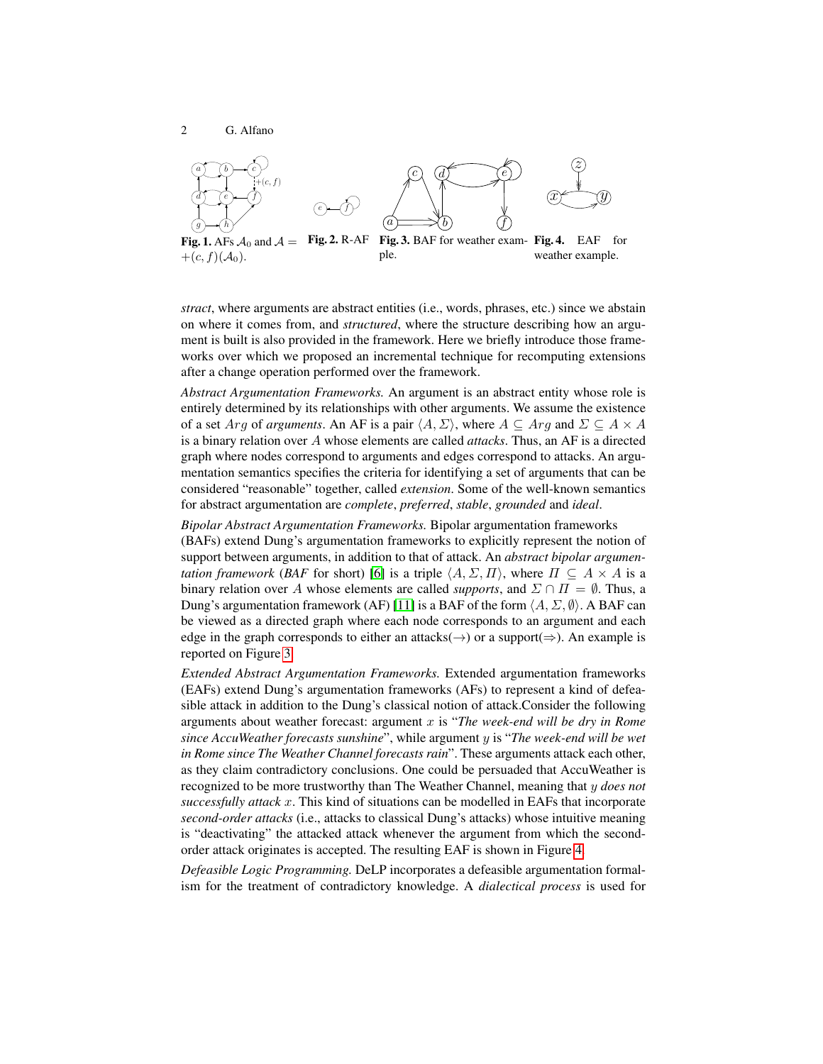**Fig. 1.** AFs $\mathcal{A}_0$ and $\mathcal{A} = +(c, f)(\mathcal{A}_0)$.

**Fig. 2.** R-AF

**Fig. 3.** BAF for weather example.

**Fig. 4.** EAF for weather example.

*stract*, where arguments are abstract entities (i.e., words, phrases, etc.) since we abstain on where it comes from, and *structured*, where the structure describing how an argument is built is also provided in the framework. Here we briefly introduce those frameworks over which we proposed an incremental technique for recomputing extensions after a change operation performed over the framework.

*Abstract Argumentation Frameworks.* An argument is an abstract entity whose role is entirely determined by its relationships with other arguments. We assume the existence of a set $Arg$ of *arguments*. An AF is a pair $\langle A, \Sigma \rangle$, where $A \subseteq Arg$ and $\Sigma \subseteq A \times A$ is a binary relation over $A$ whose elements are called *attacks*. Thus, an AF is a directed graph where nodes correspond to arguments and edges correspond to attacks. An argumentation semantics specifies the criteria for identifying a set of arguments that can be considered "reasonable" together, called *extension*. Some of the well-known semantics for abstract argumentation are *complete*, *preferred*, *stable*, *grounded* and *ideal*.

*Bipolar Abstract Argumentation Frameworks.* Bipolar argumentation frameworks (BAFs) extend Dung's argumentation frameworks to explicitly represent the notion of support between arguments, in addition to that of attack. An *abstract bipolar argumentation framework* (*BAF* for short) [6] is a triple $\langle A, \Sigma, \Pi \rangle$, where $\Pi \subseteq A \times A$ is a binary relation over $A$ whose elements are called *supports*, and $\Sigma \cap \Pi = \emptyset$. Thus, a Dung's argumentation framework (AF) [11] is a BAF of the form $\langle A, \Sigma, \emptyset \rangle$. A BAF can be viewed as a directed graph where each node corresponds to an argument and each edge in the graph corresponds to either an attacks($\rightarrow$) or a support($\Rightarrow$). An example is reported on Figure 3.

*Extended Abstract Argumentation Frameworks.* Extended argumentation frameworks (EAFs) extend Dung's argumentation frameworks (AFs) to represent a kind of defeasible attack in addition to the Dung's classical notion of attack.Consider the following arguments about weather forecast: argument $x$ is "*The week-end will be dry in Rome since AccuWeather forecasts sunshine*", while argument $y$ is "*The week-end will be wet in Rome since The Weather Channel forecasts rain*". These arguments attack each other, as they claim contradictory conclusions. One could be persuaded that AccuWeather is recognized to be more trustworthy than The Weather Channel, meaning that $y$ *does not successfully attack* $x$. This kind of situations can be modelled in EAFs that incorporate *second-order attacks* (i.e., attacks to classical Dung's attacks) whose intuitive meaning is "deactivating" the attacked attack whenever the argument from which the second-order attack originates is accepted. The resulting EAF is shown in Figure 4.

*Defeasible Logic Programming.* DeLP incorporates a defeasible argumentation formalism for the treatment of contradictory knowledge. A *dialectical process* is used for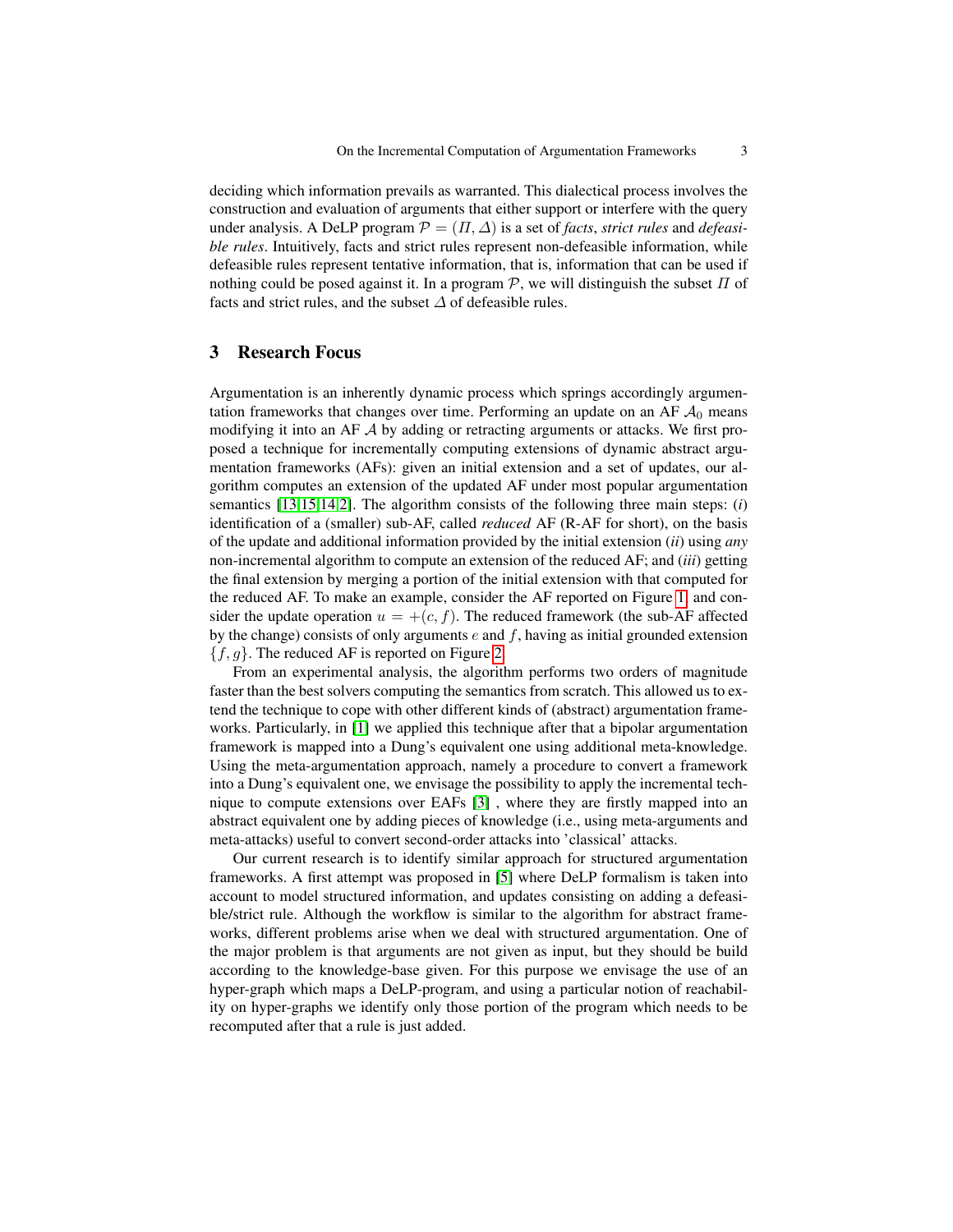deciding which information prevails as warranted. This dialectical process involves the construction and evaluation of arguments that either support or interfere with the query under analysis. A DeLP program $\mathcal{P} = (\Pi, \Delta)$ is a set of *facts*, *strict rules* and *defeasible rules*. Intuitively, facts and strict rules represent non-defeasible information, while defeasible rules represent tentative information, that is, information that can be used if nothing could be posed against it. In a program $\mathcal{P}$, we will distinguish the subset $\Pi$ of facts and strict rules, and the subset $\Delta$ of defeasible rules.

## 3 Research Focus

Argumentation is an inherently dynamic process which springs accordingly argumentation frameworks that changes over time. Performing an update on an AF $\mathcal{A}_0$ means modifying it into an AF $\mathcal{A}$ by adding or retracting arguments or attacks. We first proposed a technique for incrementally computing extensions of dynamic abstract argumentation frameworks (AFs): given an initial extension and a set of updates, our algorithm computes an extension of the updated AF under most popular argumentation semantics [13,15,14,2]. The algorithm consists of the following three main steps: (*i*) identification of a (smaller) sub-AF, called *reduced* AF (R-AF for short), on the basis of the update and additional information provided by the initial extension (*ii*) using *any* non-incremental algorithm to compute an extension of the reduced AF; and (*iii*) getting the final extension by merging a portion of the initial extension with that computed for the reduced AF. To make an example, consider the AF reported on Figure 1 and consider the update operation $u = +(c, f)$. The reduced framework (the sub-AF affected by the change) consists of only arguments $e$ and $f$, having as initial grounded extension $\{f, g\}$. The reduced AF is reported on Figure 2.

From an experimental analysis, the algorithm performs two orders of magnitude faster than the best solvers computing the semantics from scratch. This allowed us to extend the technique to cope with other different kinds of (abstract) argumentation frameworks. Particularly, in [1] we applied this technique after that a bipolar argumentation framework is mapped into a Dung's equivalent one using additional meta-knowledge. Using the meta-argumentation approach, namely a procedure to convert a framework into a Dung's equivalent one, we envisage the possibility to apply the incremental technique to compute extensions over EAFs [3] , where they are firstly mapped into an abstract equivalent one by adding pieces of knowledge (i.e., using meta-arguments and meta-attacks) useful to convert second-order attacks into 'classical' attacks.

Our current research is to identify similar approach for structured argumentation frameworks. A first attempt was proposed in [5] where DeLP formalism is taken into account to model structured information, and updates consisting on adding a defeasible/strict rule. Although the workflow is similar to the algorithm for abstract frameworks, different problems arise when we deal with structured argumentation. One of the major problem is that arguments are not given as input, but they should be build according to the knowledge-base given. For this purpose we envisage the use of an hyper-graph which maps a DeLP-program, and using a particular notion of reachability on hyper-graphs we identify only those portion of the program which needs to be recomputed after that a rule is just added.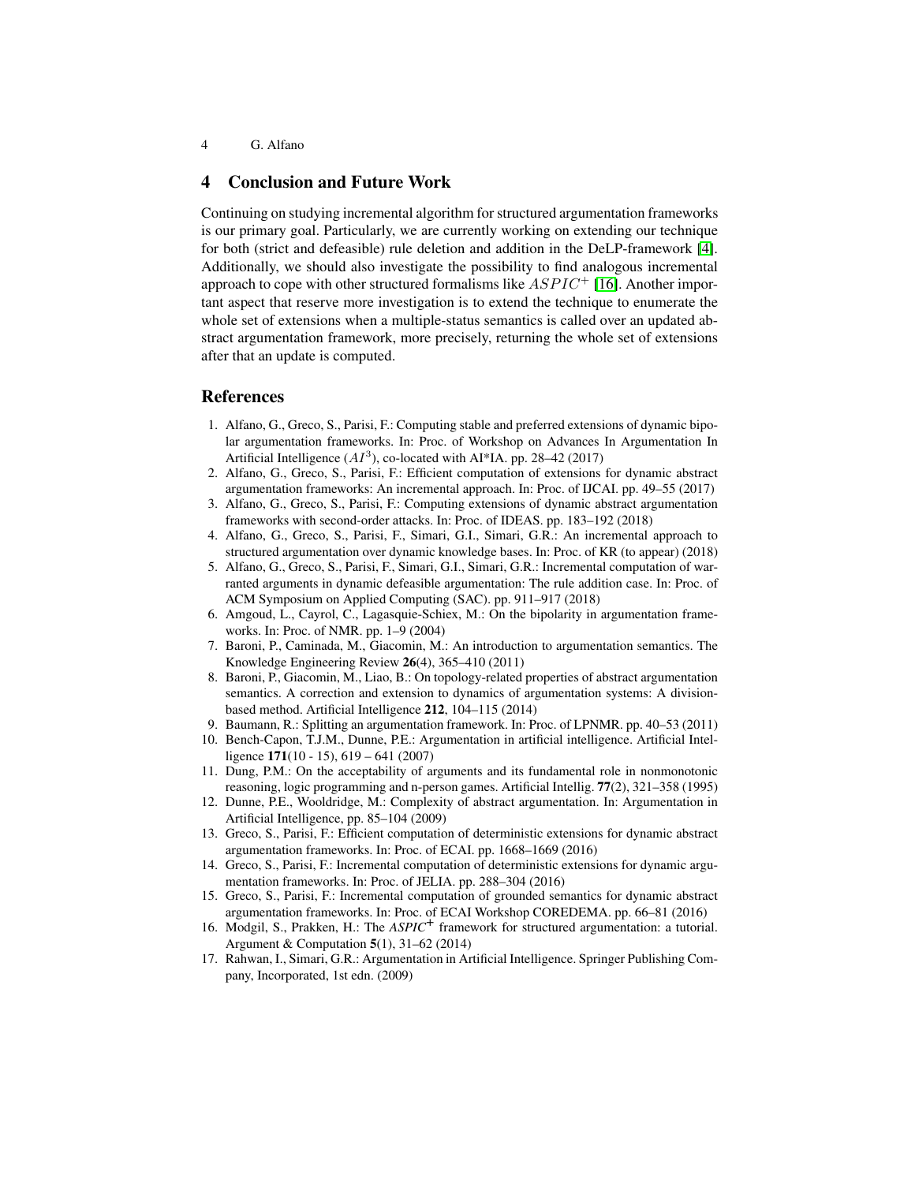## 4 Conclusion and Future Work

Continuing on studying incremental algorithm for structured argumentation frameworks is our primary goal. Particularly, we are currently working on extending our technique for both (strict and defeasible) rule deletion and addition in the DeLP-framework [4]. Additionally, we should also investigate the possibility to find analogous incremental approach to cope with other structured formalisms like $ASPIC^+$ [16]. Another important aspect that reserve more investigation is to extend the technique to enumerate the whole set of extensions when a multiple-status semantics is called over an updated abstract argumentation framework, more precisely, returning the whole set of extensions after that an update is computed.

## References

1. Alfano, G., Greco, S., Parisi, F.: Computing stable and preferred extensions of dynamic bipolar argumentation frameworks. In: Proc. of Workshop on Advances In Argumentation In Artificial Intelligence ($AI^3$), co-located with AI*IA. pp. 28–42 (2017)
2. Alfano, G., Greco, S., Parisi, F.: Efficient computation of extensions for dynamic abstract argumentation frameworks: An incremental approach. In: Proc. of IJCAI. pp. 49–55 (2017)
3. Alfano, G., Greco, S., Parisi, F.: Computing extensions of dynamic abstract argumentation frameworks with second-order attacks. In: Proc. of IDEAS. pp. 183–192 (2018)
4. Alfano, G., Greco, S., Parisi, F., Simari, G.I., Simari, G.R.: An incremental approach to structured argumentation over dynamic knowledge bases. In: Proc. of KR (to appear) (2018)
5. Alfano, G., Greco, S., Parisi, F., Simari, G.I., Simari, G.R.: Incremental computation of warranted arguments in dynamic defeasible argumentation: The rule addition case. In: Proc. of ACM Symposium on Applied Computing (SAC). pp. 911–917 (2018)
6. Amgoud, L., Cayrol, C., Lagasquie-Schiex, M.: On the bipolarity in argumentation frameworks. In: Proc. of NMR. pp. 1–9 (2004)
7. Baroni, P., Caminada, M., Giacomin, M.: An introduction to argumentation semantics. The Knowledge Engineering Review **26**(4), 365–410 (2011)
8. Baroni, P., Giacomin, M., Liao, B.: On topology-related properties of abstract argumentation semantics. A correction and extension to dynamics of argumentation systems: A division-based method. Artificial Intelligence **212**, 104–115 (2014)
9. Baumann, R.: Splitting an argumentation framework. In: Proc. of LPNMR. pp. 40–53 (2011)
10. Bench-Capon, T.J.M., Dunne, P.E.: Argumentation in artificial intelligence. Artificial Intelligence **171**(10 - 15), 619 – 641 (2007)
11. Dung, P.M.: On the acceptability of arguments and its fundamental role in nonmonotonic reasoning, logic programming and n-person games. Artificial Intellig. **77**(2), 321–358 (1995)
12. Dunne, P.E., Wooldridge, M.: Complexity of abstract argumentation. In: Argumentation in Artificial Intelligence, pp. 85–104 (2009)
13. Greco, S., Parisi, F.: Efficient computation of deterministic extensions for dynamic abstract argumentation frameworks. In: Proc. of ECAI. pp. 1668–1669 (2016)
14. Greco, S., Parisi, F.: Incremental computation of deterministic extensions for dynamic argumentation frameworks. In: Proc. of JELIA. pp. 288–304 (2016)
15. Greco, S., Parisi, F.: Incremental computation of grounded semantics for dynamic abstract argumentation frameworks. In: Proc. of ECAI Workshop COREDEMA. pp. 66–81 (2016)
16. Modgil, S., Prakken, H.: The *ASPIC*$^+$ framework for structured argumentation: a tutorial. Argument & Computation **5**(1), 31–62 (2014)
17. Rahwan, I., Simari, G.R.: Argumentation in Artificial Intelligence. Springer Publishing Company, Incorporated, 1st edn. (2009)